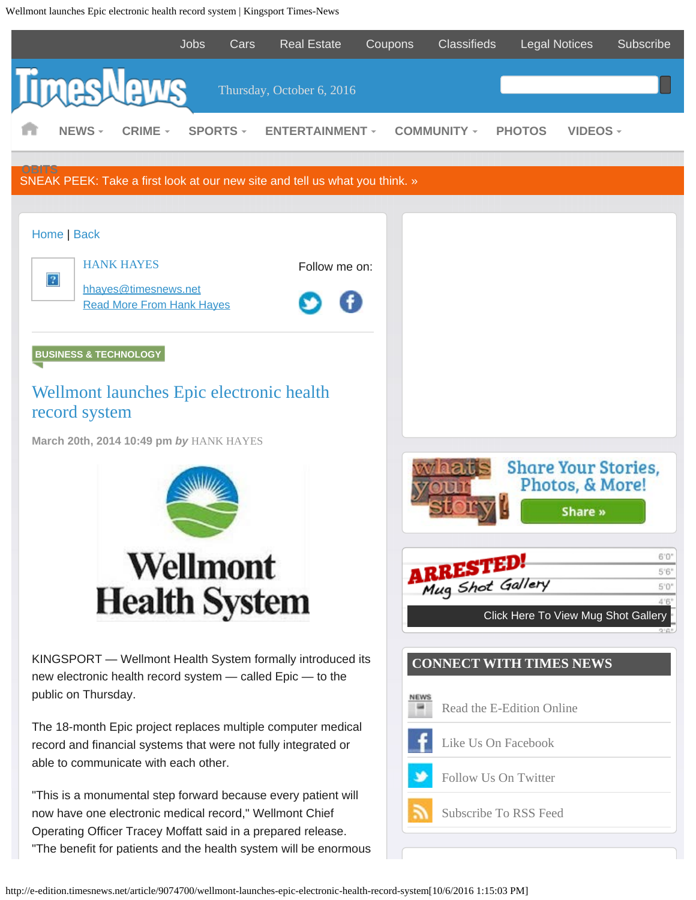Home | Back

HANK HAYES

hhayes@timesnews.net

Read More From Hank Hayes

Follow me on:

BUSINESS & TECHNOLOGY

# Wellmont launches Epic electronic health record system

**March 20th, 2014 10:49 pm** ***by*** HANK HAYES

KINGSPORT — Wellmont Health System formally introduced its new electronic health record system — called Epic — to the public on Thursday.

The 18-month Epic project replaces multiple computer medical record and financial systems that were not fully integrated or able to communicate with each other.

"This is a monumental step forward because every patient will now have one electronic medical record," Wellmont Chief Operating Officer Tracey Moffatt said in a prepared release. "The benefit for patients and the health system will be enormous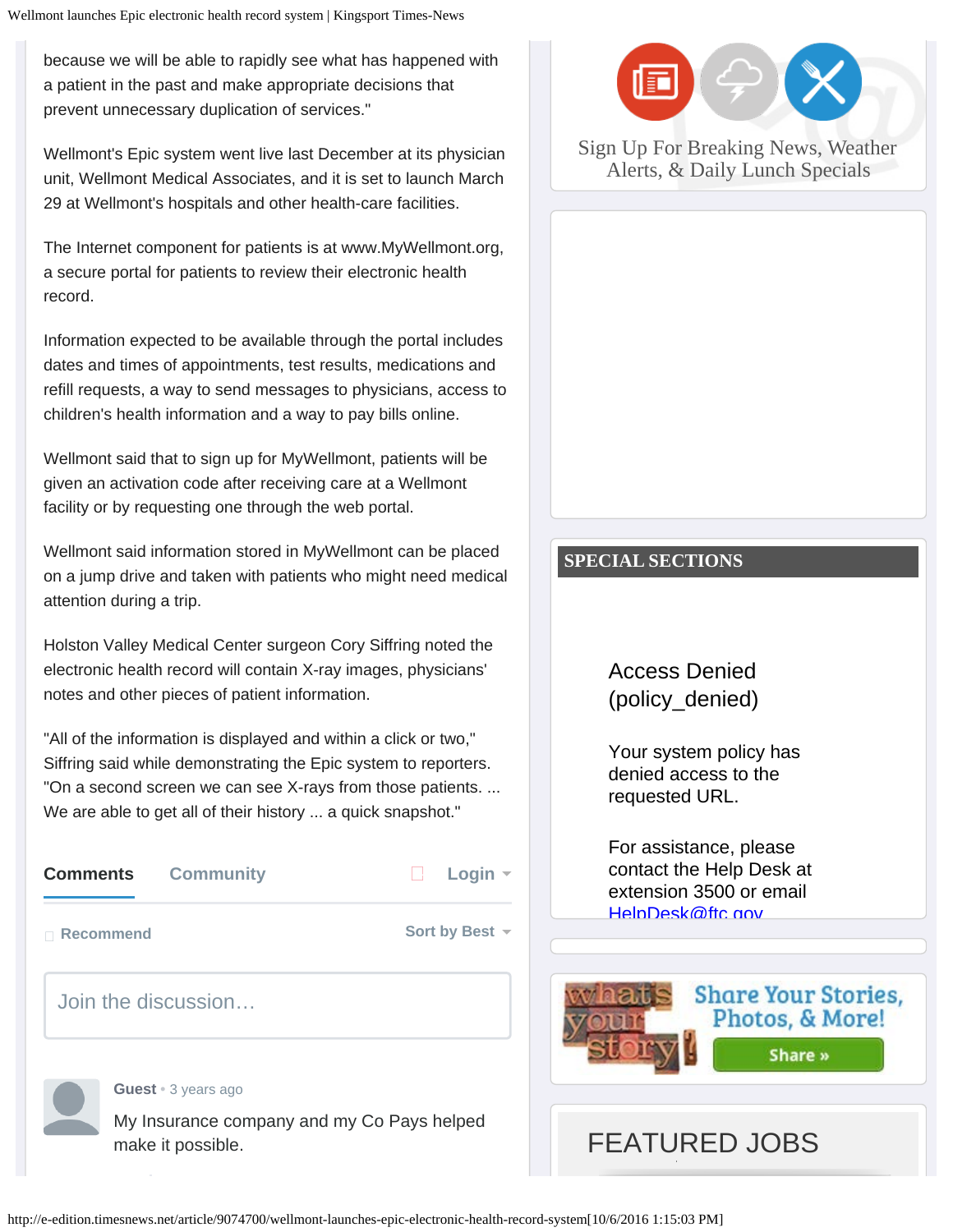because we will be able to rapidly see what has happened with a patient in the past and make appropriate decisions that prevent unnecessary duplication of services."

Wellmont's Epic system went live last December at its physician unit, Wellmont Medical Associates, and it is set to launch March 29 at Wellmont's hospitals and other health-care facilities.

The Internet component for patients is at www.MyWellmont.org, a secure portal for patients to review their electronic health record.

Information expected to be available through the portal includes dates and times of appointments, test results, medications and refill requests, a way to send messages to physicians, access to children's health information and a way to pay bills online.

Wellmont said that to sign up for MyWellmont, patients will be given an activation code after receiving care at a Wellmont facility or by requesting one through the web portal.

Wellmont said information stored in MyWellmont can be placed on a jump drive and taken with patients who might need medical attention during a trip.

Holston Valley Medical Center surgeon Cory Siffring noted the electronic health record will contain X-ray images, physicians' notes and other pieces of patient information.

"All of the information is displayed and within a click or two," Siffring said while demonstrating the Epic system to reporters. "On a second screen we can see X-rays from those patients. ... We are able to get all of their history ... a quick snapshot."

Comments   Community   Login

Recommend   Sort by Best

Join the discussion…

Guest • 3 years ago

My Insurance company and my Co Pays helped make it possible.

Sign Up For Breaking News, Weather Alerts, & Daily Lunch Specials

SPECIAL SECTIONS

Access Denied (policy_denied)

Your system policy has denied access to the requested URL.

For assistance, please contact the Help Desk at extension 3500 or email HelpDesk@ftc.gov

Share Your Stories, Photos, & More! Share »

FEATURED JOBS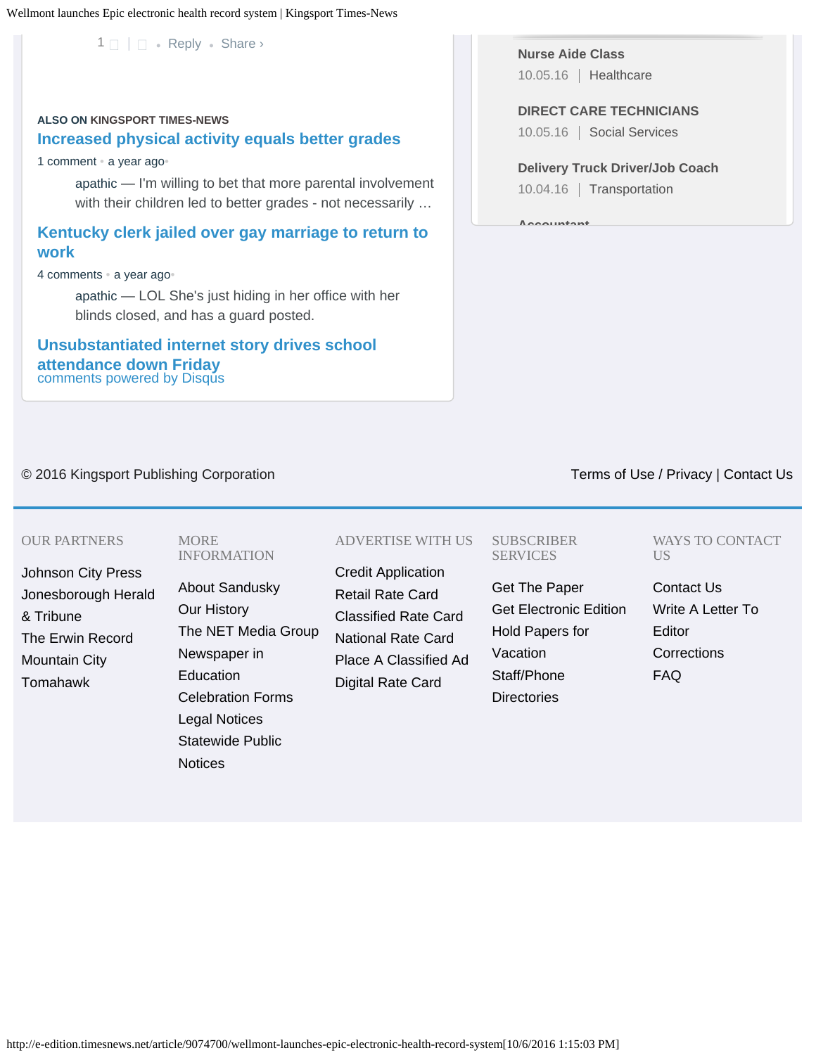1 | • Reply • Share ›

**ALSO ON KINGSPORT TIMES-NEWS**

### Increased physical activity equals better grades

1 comment • a year ago•

apathic — I'm willing to bet that more parental involvement with their children led to better grades - not necessarily …

### Kentucky clerk jailed over gay marriage to return to work

4 comments • a year ago•

apathic — LOL She's just hiding in her office with her blinds closed, and has a guard posted.

### Unsubstantiated internet story drives school attendance down Friday

comments powered by Disqus

**Nurse Aide Class**
10.05.16 | Healthcare

**DIRECT CARE TECHNICIANS**
10.05.16 | Social Services

**Delivery Truck Driver/Job Coach**
10.04.16 | Transportation

**Accountant**

© 2016 Kingsport Publishing Corporation

Terms of Use / Privacy | Contact Us

OUR PARTNERS

- Johnson City Press
- Jonesborough Herald & Tribune
- The Erwin Record
- Mountain City Tomahawk

MORE INFORMATION

- About Sandusky
- Our History
- The NET Media Group
- Newspaper in Education
- Celebration Forms
- Legal Notices
- Statewide Public Notices

ADVERTISE WITH US

- Credit Application
- Retail Rate Card
- Classified Rate Card
- National Rate Card
- Place A Classified Ad
- Digital Rate Card

SUBSCRIBER SERVICES

- Get The Paper
- Get Electronic Edition
- Hold Papers for Vacation
- Staff/Phone Directories

WAYS TO CONTACT US

- Contact Us
- Write A Letter To Editor
- Corrections
- FAQ